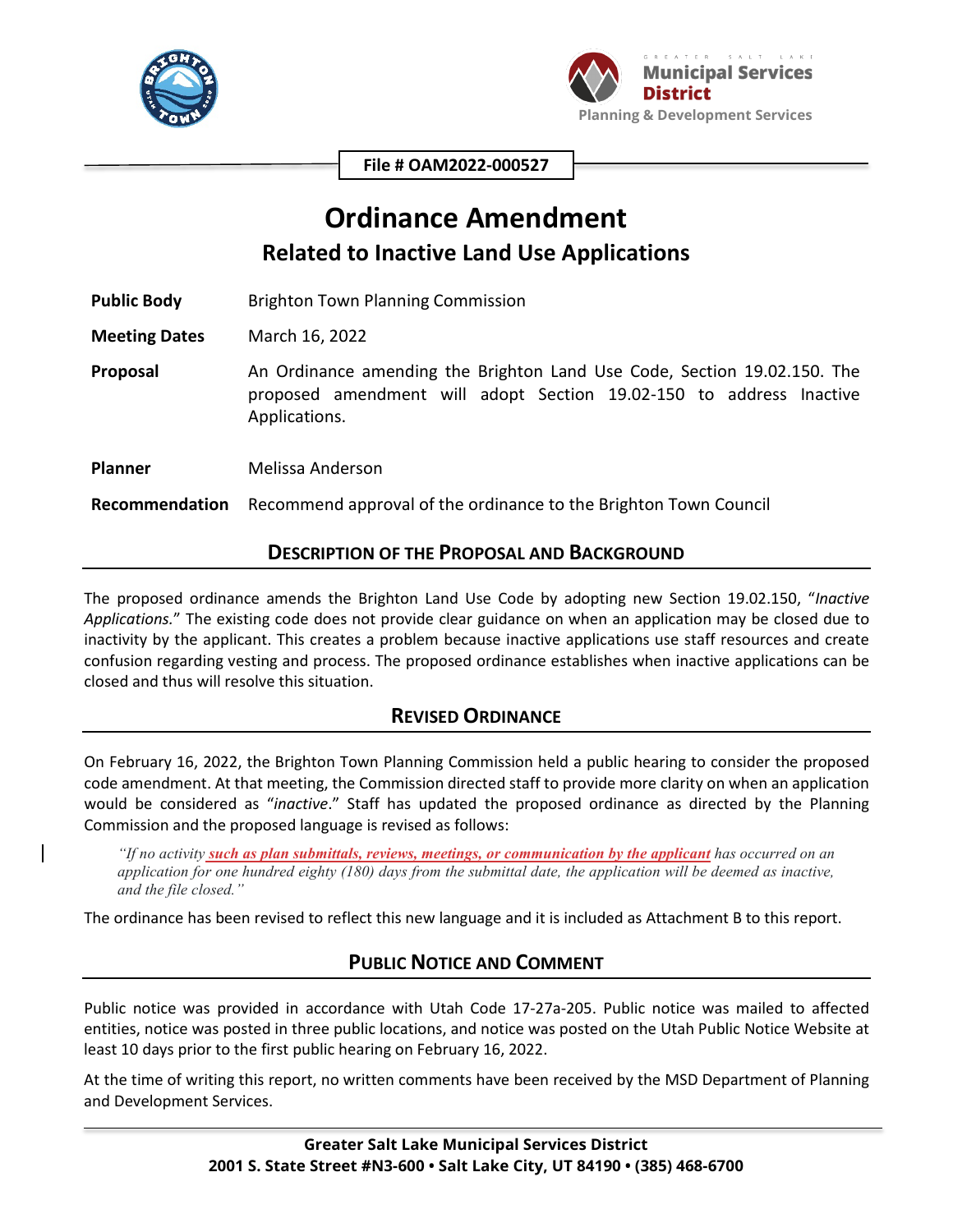**File # OAM2022-000527**

# Ordinance Amendment

## Related to Inactive Land Use Applications

| | |
|---|---|
| **Public Body** | Brighton Town Planning Commission |
| **Meeting Dates** | March 16, 2022 |
| **Proposal** | An Ordinance amending the Brighton Land Use Code, Section 19.02.150. The proposed amendment will adopt Section 19.02-150 to address Inactive Applications. |
| **Planner** | Melissa Anderson |
| **Recommendation** | Recommend approval of the ordinance to the Brighton Town Council |

## DESCRIPTION OF THE PROPOSAL AND BACKGROUND

The proposed ordinance amends the Brighton Land Use Code by adopting new Section 19.02.150, "*Inactive Applications.*" The existing code does not provide clear guidance on when an application may be closed due to inactivity by the applicant. This creates a problem because inactive applications use staff resources and create confusion regarding vesting and process. The proposed ordinance establishes when inactive applications can be closed and thus will resolve this situation.

## REVISED ORDINANCE

On February 16, 2022, the Brighton Town Planning Commission held a public hearing to consider the proposed code amendment. At that meeting, the Commission directed staff to provide more clarity on when an application would be considered as "*inactive*." Staff has updated the proposed ordinance as directed by the Planning Commission and the proposed language is revised as follows:

> *"If no activity **such as plan submittals, reviews, meetings, or communication by the applicant** has occurred on an application for one hundred eighty (180) days from the submittal date, the application will be deemed as inactive, and the file closed."*

The ordinance has been revised to reflect this new language and it is included as Attachment B to this report.

## PUBLIC NOTICE AND COMMENT

Public notice was provided in accordance with Utah Code 17-27a-205. Public notice was mailed to affected entities, notice was posted in three public locations, and notice was posted on the Utah Public Notice Website at least 10 days prior to the first public hearing on February 16, 2022.

At the time of writing this report, no written comments have been received by the MSD Department of Planning and Development Services.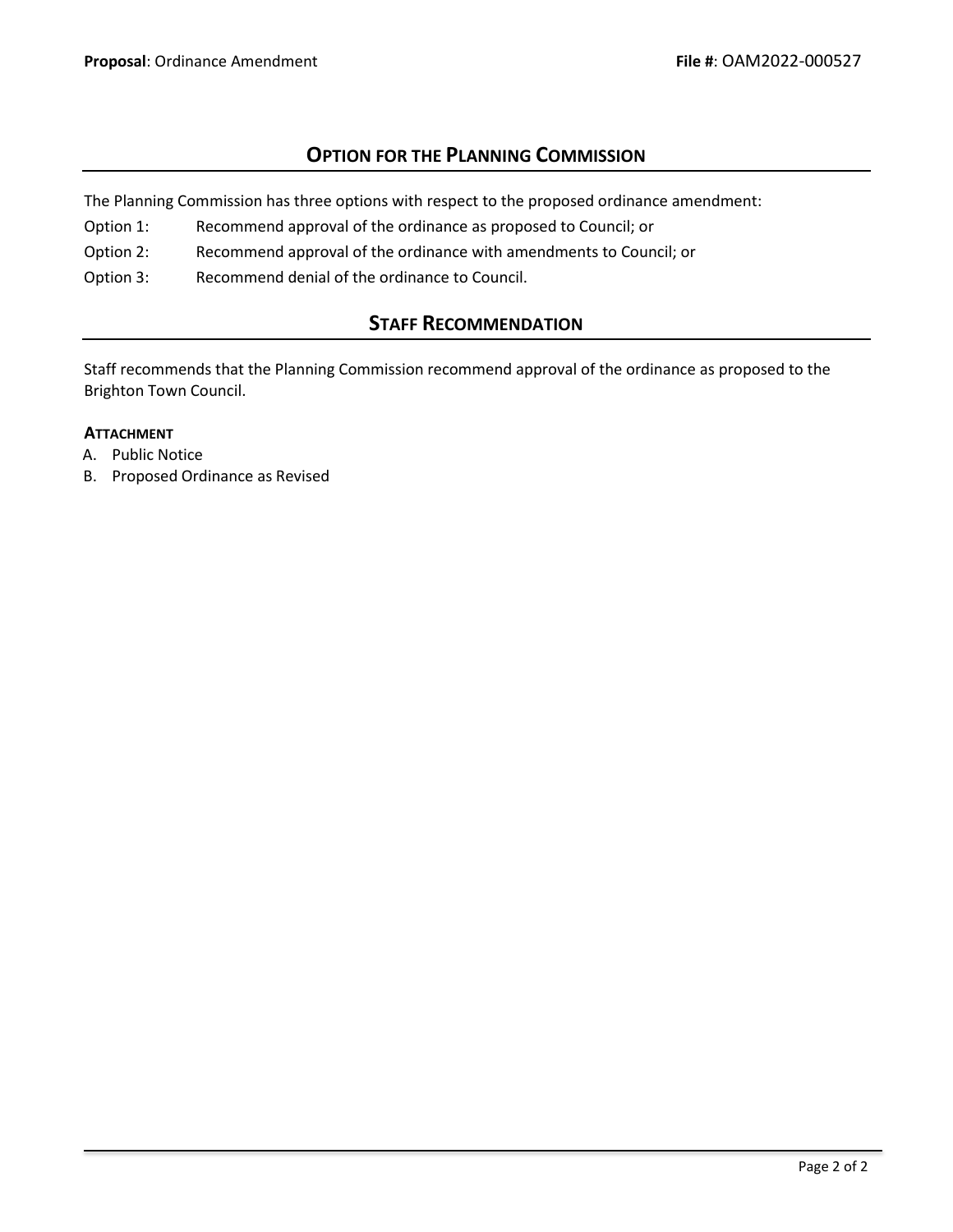## Option for the Planning Commission

The Planning Commission has three options with respect to the proposed ordinance amendment:

Option 1: Recommend approval of the ordinance as proposed to Council; or

Option 2: Recommend approval of the ordinance with amendments to Council; or

Option 3: Recommend denial of the ordinance to Council.

## Staff Recommendation

Staff recommends that the Planning Commission recommend approval of the ordinance as proposed to the Brighton Town Council.

**Attachment**

A. Public Notice
B. Proposed Ordinance as Revised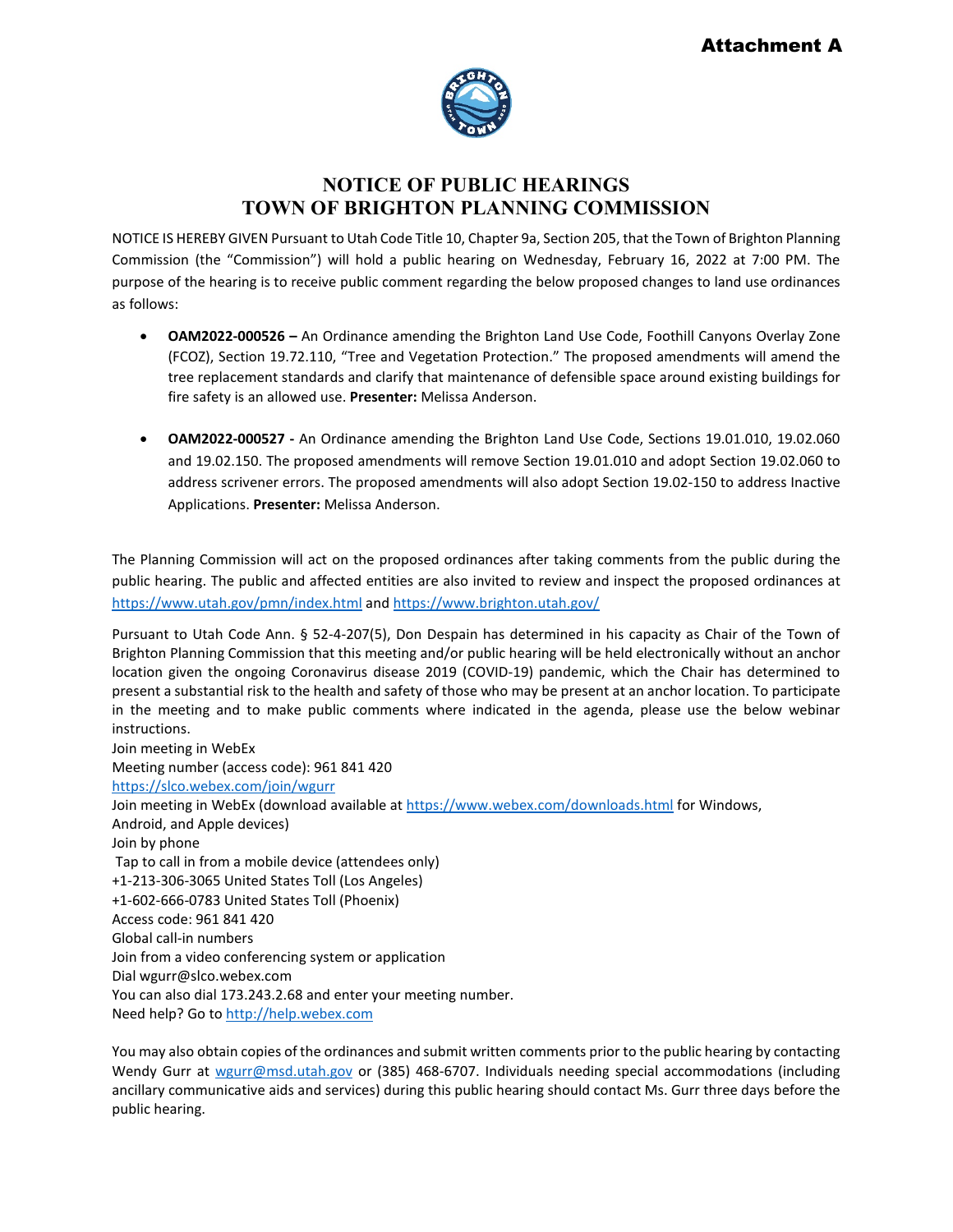**Attachment A**

# NOTICE OF PUBLIC HEARINGS
# TOWN OF BRIGHTON PLANNING COMMISSION

NOTICE IS HEREBY GIVEN Pursuant to Utah Code Title 10, Chapter 9a, Section 205, that the Town of Brighton Planning Commission (the "Commission") will hold a public hearing on Wednesday, February 16, 2022 at 7:00 PM. The purpose of the hearing is to receive public comment regarding the below proposed changes to land use ordinances as follows:

- **OAM2022-000526 –** An Ordinance amending the Brighton Land Use Code, Foothill Canyons Overlay Zone (FCOZ), Section 19.72.110, "Tree and Vegetation Protection." The proposed amendments will amend the tree replacement standards and clarify that maintenance of defensible space around existing buildings for fire safety is an allowed use. **Presenter:** Melissa Anderson.

- **OAM2022-000527 -** An Ordinance amending the Brighton Land Use Code, Sections 19.01.010, 19.02.060 and 19.02.150. The proposed amendments will remove Section 19.01.010 and adopt Section 19.02.060 to address scrivener errors. The proposed amendments will also adopt Section 19.02-150 to address Inactive Applications. **Presenter:** Melissa Anderson.

The Planning Commission will act on the proposed ordinances after taking comments from the public during the public hearing. The public and affected entities are also invited to review and inspect the proposed ordinances at https://www.utah.gov/pmn/index.html and https://www.brighton.utah.gov/

Pursuant to Utah Code Ann. § 52-4-207(5), Don Despain has determined in his capacity as Chair of the Town of Brighton Planning Commission that this meeting and/or public hearing will be held electronically without an anchor location given the ongoing Coronavirus disease 2019 (COVID-19) pandemic, which the Chair has determined to present a substantial risk to the health and safety of those who may be present at an anchor location. To participate in the meeting and to make public comments where indicated in the agenda, please use the below webinar instructions.

Join meeting in WebEx
Meeting number (access code): 961 841 420
https://slco.webex.com/join/wgurr
Join meeting in WebEx (download available at https://www.webex.com/downloads.html for Windows, Android, and Apple devices)
Join by phone
Tap to call in from a mobile device (attendees only)
+1-213-306-3065 United States Toll (Los Angeles)
+1-602-666-0783 United States Toll (Phoenix)
Access code: 961 841 420
Global call-in numbers
Join from a video conferencing system or application
Dial wgurr@slco.webex.com
You can also dial 173.243.2.68 and enter your meeting number.
Need help? Go to http://help.webex.com

You may also obtain copies of the ordinances and submit written comments prior to the public hearing by contacting Wendy Gurr at wgurr@msd.utah.gov or (385) 468-6707. Individuals needing special accommodations (including ancillary communicative aids and services) during this public hearing should contact Ms. Gurr three days before the public hearing.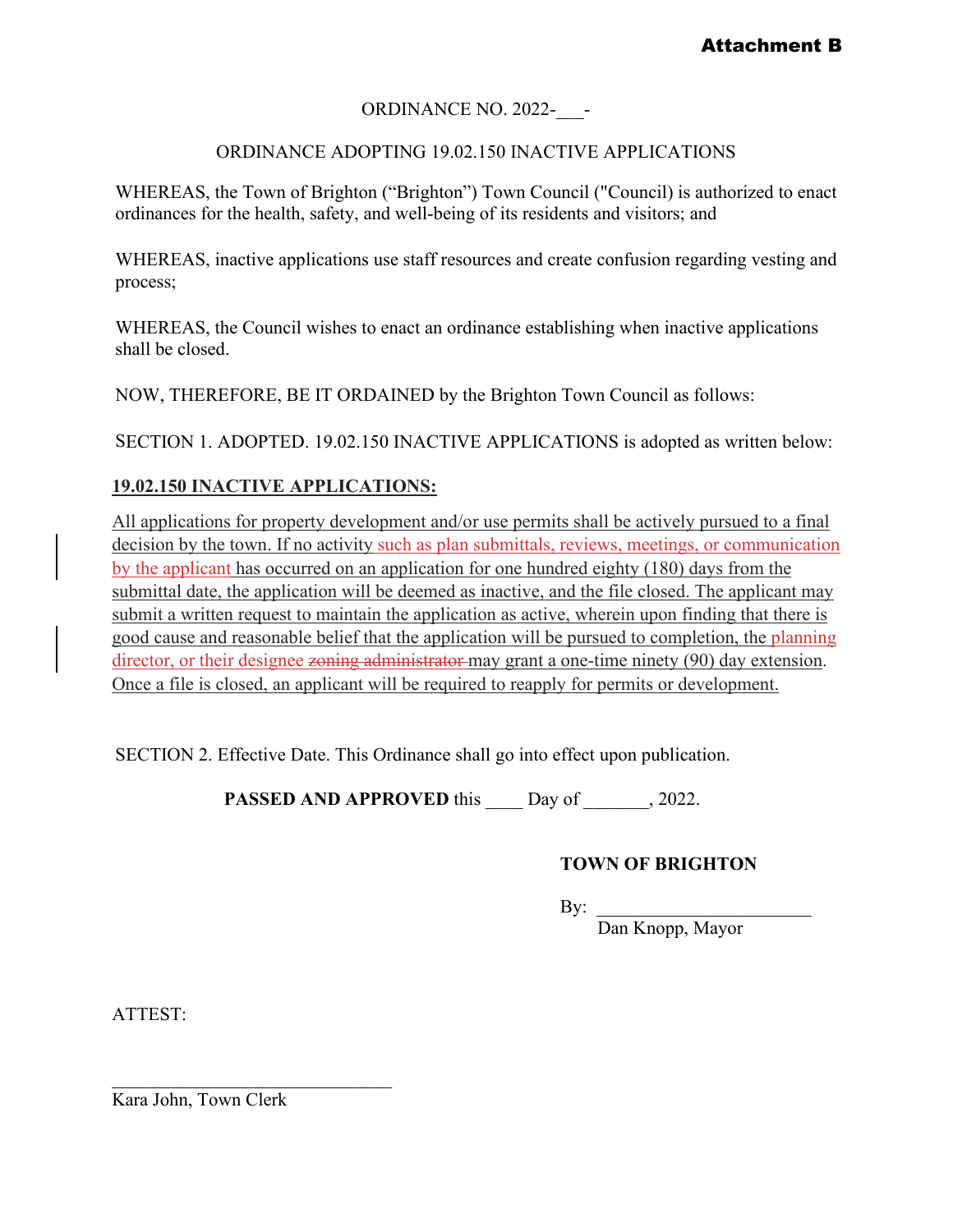**Attachment B**

ORDINANCE NO. 2022-___-

ORDINANCE ADOPTING 19.02.150 INACTIVE APPLICATIONS

WHEREAS, the Town of Brighton ("Brighton") Town Council ("Council) is authorized to enact ordinances for the health, safety, and well-being of its residents and visitors; and

WHEREAS, inactive applications use staff resources and create confusion regarding vesting and process;

WHEREAS, the Council wishes to enact an ordinance establishing when inactive applications shall be closed.

NOW, THEREFORE, BE IT ORDAINED by the Brighton Town Council as follows:

SECTION 1. ADOPTED. 19.02.150 INACTIVE APPLICATIONS is adopted as written below:

**19.02.150 INACTIVE APPLICATIONS:**

All applications for property development and/or use permits shall be actively pursued to a final decision by the town. If no activity such as plan submittals, reviews, meetings, or communication by the applicant has occurred on an application for one hundred eighty (180) days from the submittal date, the application will be deemed as inactive, and the file closed. The applicant may submit a written request to maintain the application as active, wherein upon finding that there is good cause and reasonable belief that the application will be pursued to completion, the planning director, or their designee ~~zoning administrator~~ may grant a one-time ninety (90) day extension. Once a file is closed, an applicant will be required to reapply for permits or development.

SECTION 2. Effective Date. This Ordinance shall go into effect upon publication.

**PASSED AND APPROVED** this ____ Day of _______, 2022.

**TOWN OF BRIGHTON**

By: _______________________
Dan Knopp, Mayor

ATTEST:

_____________________________
Kara John, Town Clerk